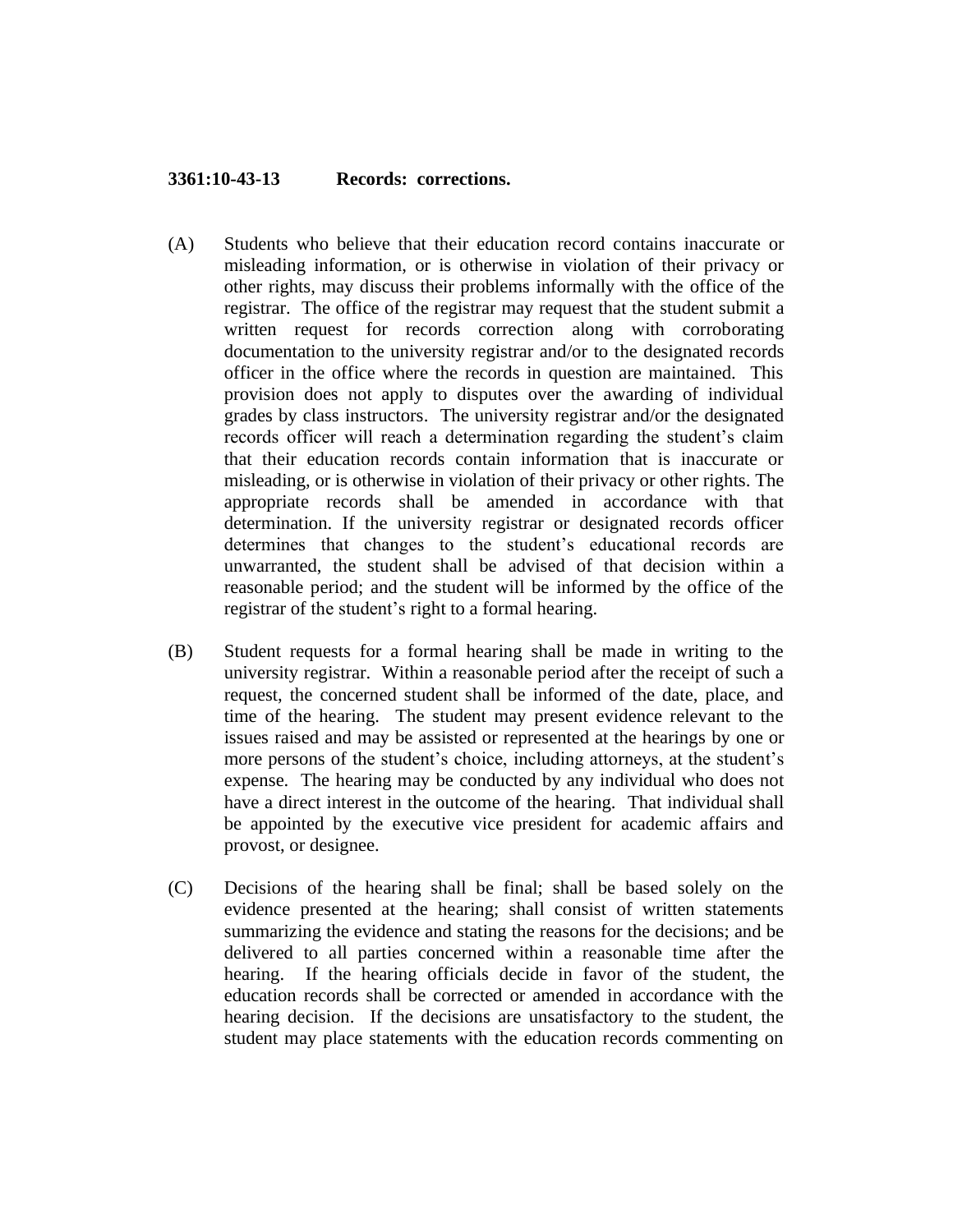**3361:10-43-13 Records: corrections.**

(A) Students who believe that their education record contains inaccurate or misleading information, or is otherwise in violation of their privacy or other rights, may discuss their problems informally with the office of the registrar. The office of the registrar may request that the student submit a written request for records correction along with corroborating documentation to the university registrar and/or to the designated records officer in the office where the records in question are maintained. This provision does not apply to disputes over the awarding of individual grades by class instructors. The university registrar and/or the designated records officer will reach a determination regarding the student's claim that their education records contain information that is inaccurate or misleading, or is otherwise in violation of their privacy or other rights. The appropriate records shall be amended in accordance with that determination. If the university registrar or designated records officer determines that changes to the student's educational records are unwarranted, the student shall be advised of that decision within a reasonable period; and the student will be informed by the office of the registrar of the student's right to a formal hearing.

(B) Student requests for a formal hearing shall be made in writing to the university registrar. Within a reasonable period after the receipt of such a request, the concerned student shall be informed of the date, place, and time of the hearing. The student may present evidence relevant to the issues raised and may be assisted or represented at the hearings by one or more persons of the student's choice, including attorneys, at the student's expense. The hearing may be conducted by any individual who does not have a direct interest in the outcome of the hearing. That individual shall be appointed by the executive vice president for academic affairs and provost, or designee.

(C) Decisions of the hearing shall be final; shall be based solely on the evidence presented at the hearing; shall consist of written statements summarizing the evidence and stating the reasons for the decisions; and be delivered to all parties concerned within a reasonable time after the hearing. If the hearing officials decide in favor of the student, the education records shall be corrected or amended in accordance with the hearing decision. If the decisions are unsatisfactory to the student, the student may place statements with the education records commenting on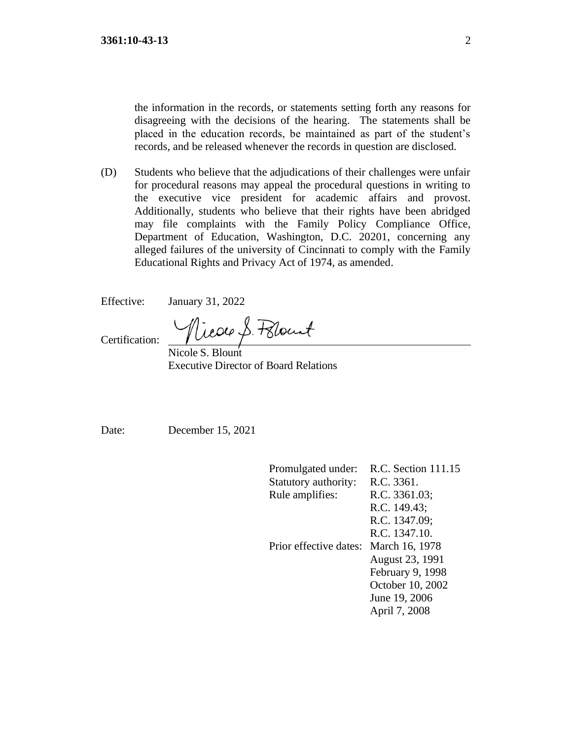the information in the records, or statements setting forth any reasons for disagreeing with the decisions of the hearing. The statements shall be placed in the education records, be maintained as part of the student's records, and be released whenever the records in question are disclosed.

(D) Students who believe that the adjudications of their challenges were unfair for procedural reasons may appeal the procedural questions in writing to the executive vice president for academic affairs and provost. Additionally, students who believe that their rights have been abridged may file complaints with the Family Policy Compliance Office, Department of Education, Washington, D.C. 20201, concerning any alleged failures of the university of Cincinnati to comply with the Family Educational Rights and Privacy Act of 1974, as amended.

Effective: January 31, 2022

Certification: Nicole S. Blount

Nicole S. Blount
Executive Director of Board Relations

Date: December 15, 2021

| | |
|---|---|
| Promulgated under: | R.C. Section 111.15 |
| Statutory authority: | R.C. 3361. |
| Rule amplifies: | R.C. 3361.03; R.C. 149.43; R.C. 1347.09; R.C. 1347.10. |
| Prior effective dates: | March 16, 1978<br>August 23, 1991<br>February 9, 1998<br>October 10, 2002<br>June 19, 2006<br>April 7, 2008 |